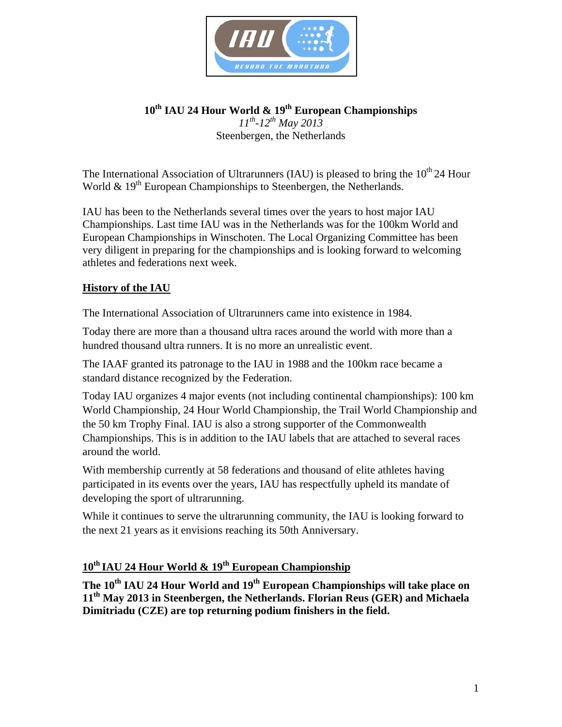# 10th IAU 24 Hour World & 19th European Championships

*11th-12th May 2013*

Steenbergen, the Netherlands

The International Association of Ultrarunners (IAU) is pleased to bring the 10th 24 Hour World & 19th European Championships to Steenbergen, the Netherlands.

IAU has been to the Netherlands several times over the years to host major IAU Championships. Last time IAU was in the Netherlands was for the 100km World and European Championships in Winschoten. The Local Organizing Committee has been very diligent in preparing for the championships and is looking forward to welcoming athletes and federations next week.

## History of the IAU

The International Association of Ultrarunners came into existence in 1984.

Today there are more than a thousand ultra races around the world with more than a hundred thousand ultra runners. It is no more an unrealistic event.

The IAAF granted its patronage to the IAU in 1988 and the 100km race became a standard distance recognized by the Federation.

Today IAU organizes 4 major events (not including continental championships): 100 km World Championship, 24 Hour World Championship, the Trail World Championship and the 50 km Trophy Final. IAU is also a strong supporter of the Commonwealth Championships. This is in addition to the IAU labels that are attached to several races around the world.

With membership currently at 58 federations and thousand of elite athletes having participated in its events over the years, IAU has respectfully upheld its mandate of developing the sport of ultrarunning.

While it continues to serve the ultrarunning community, the IAU is looking forward to the next 21 years as it envisions reaching its 50th Anniversary.

## 10th IAU 24 Hour World & 19th European Championship

**The 10th IAU 24 Hour World and 19th European Championships will take place on 11th May 2013 in Steenbergen, the Netherlands. Florian Reus (GER) and Michaela Dimitriadu (CZE) are top returning podium finishers in the field.**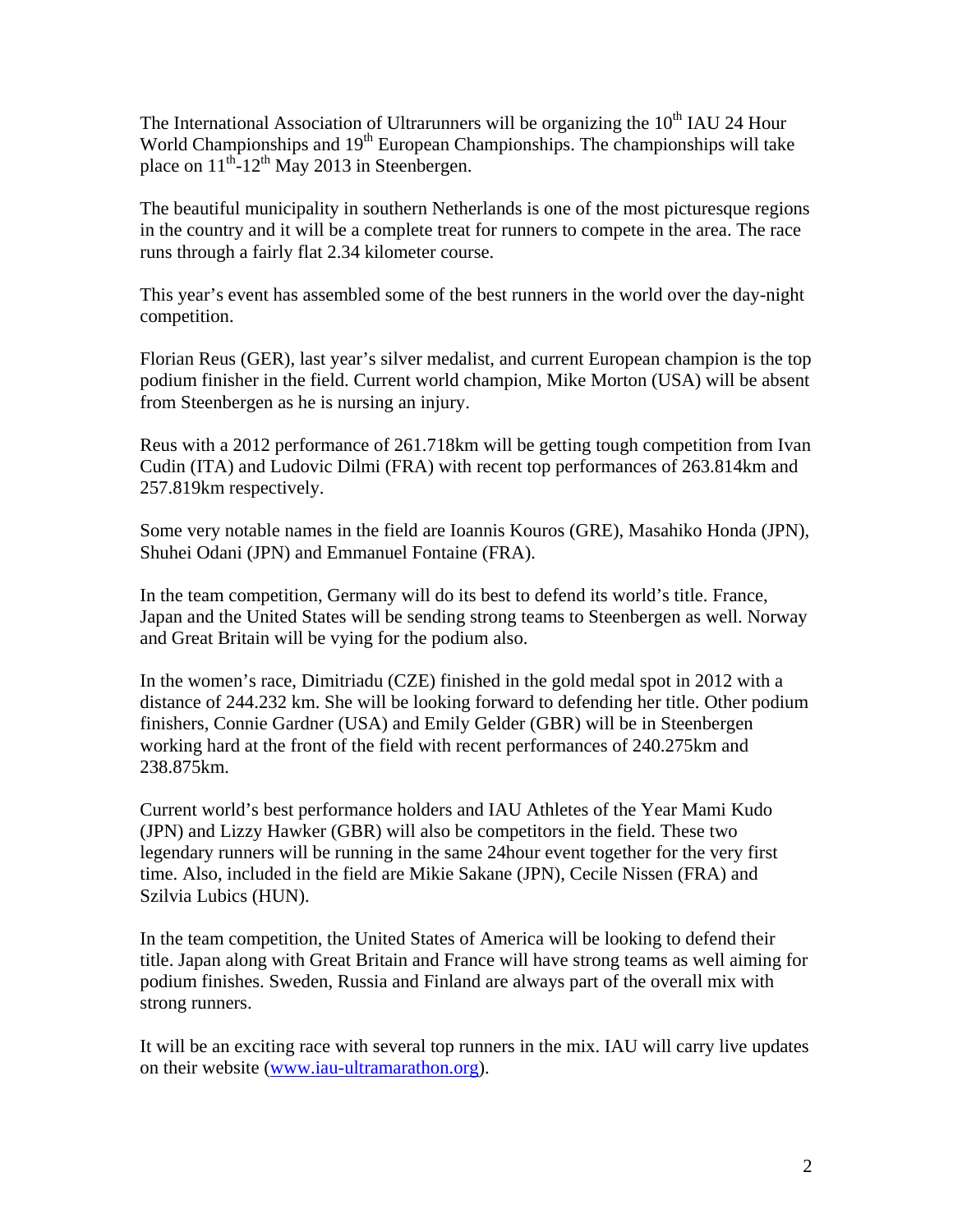The International Association of Ultrarunners will be organizing the 10th IAU 24 Hour World Championships and 19th European Championships. The championships will take place on 11th-12th May 2013 in Steenbergen.

The beautiful municipality in southern Netherlands is one of the most picturesque regions in the country and it will be a complete treat for runners to compete in the area. The race runs through a fairly flat 2.34 kilometer course.

This year's event has assembled some of the best runners in the world over the day-night competition.

Florian Reus (GER), last year's silver medalist, and current European champion is the top podium finisher in the field. Current world champion, Mike Morton (USA) will be absent from Steenbergen as he is nursing an injury.

Reus with a 2012 performance of 261.718km will be getting tough competition from Ivan Cudin (ITA) and Ludovic Dilmi (FRA) with recent top performances of 263.814km and 257.819km respectively.

Some very notable names in the field are Ioannis Kouros (GRE), Masahiko Honda (JPN), Shuhei Odani (JPN) and Emmanuel Fontaine (FRA).

In the team competition, Germany will do its best to defend its world's title. France, Japan and the United States will be sending strong teams to Steenbergen as well. Norway and Great Britain will be vying for the podium also.

In the women's race, Dimitriadu (CZE) finished in the gold medal spot in 2012 with a distance of 244.232 km. She will be looking forward to defending her title. Other podium finishers, Connie Gardner (USA) and Emily Gelder (GBR) will be in Steenbergen working hard at the front of the field with recent performances of 240.275km and 238.875km.

Current world's best performance holders and IAU Athletes of the Year Mami Kudo (JPN) and Lizzy Hawker (GBR) will also be competitors in the field. These two legendary runners will be running in the same 24hour event together for the very first time. Also, included in the field are Mikie Sakane (JPN), Cecile Nissen (FRA) and Szilvia Lubics (HUN).

In the team competition, the United States of America will be looking to defend their title. Japan along with Great Britain and France will have strong teams as well aiming for podium finishes. Sweden, Russia and Finland are always part of the overall mix with strong runners.

It will be an exciting race with several top runners in the mix. IAU will carry live updates on their website (www.iau-ultramarathon.org).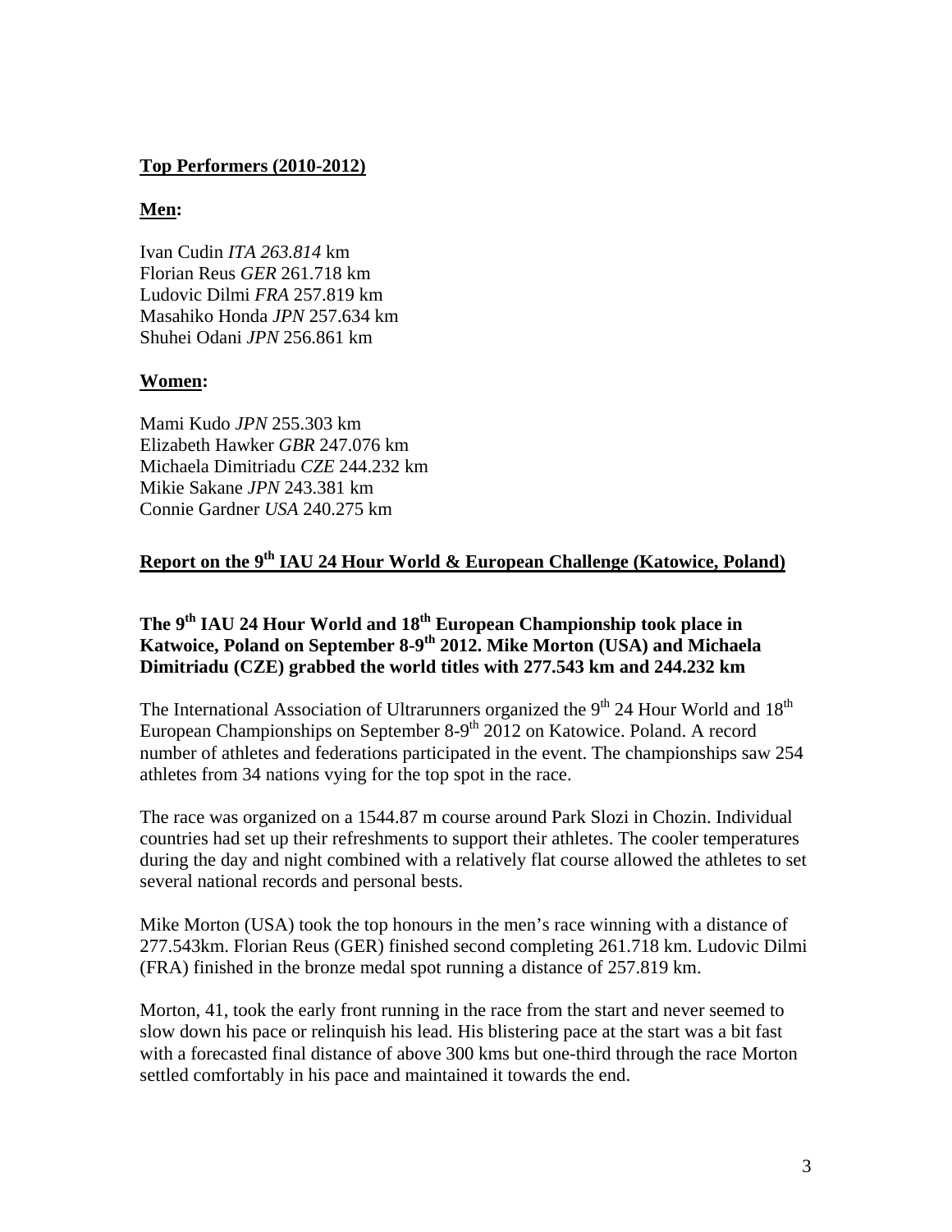**Top Performers (2010-2012)**

**Men:**

Ivan Cudin *ITA 263.814* km
Florian Reus *GER* 261.718 km
Ludovic Dilmi *FRA* 257.819 km
Masahiko Honda *JPN* 257.634 km
Shuhei Odani *JPN* 256.861 km

**Women:**

Mami Kudo *JPN* 255.303 km
Elizabeth Hawker *GBR* 247.076 km
Michaela Dimitriadu *CZE* 244.232 km
Mikie Sakane *JPN* 243.381 km
Connie Gardner *USA* 240.275 km

## Report on the 9th IAU 24 Hour World & European Challenge (Katowice, Poland)

### The 9th IAU 24 Hour World and 18th European Championship took place in Katwoice, Poland on September 8-9th 2012. Mike Morton (USA) and Michaela Dimitriadu (CZE) grabbed the world titles with 277.543 km and 244.232 km

The International Association of Ultrarunners organized the 9th 24 Hour World and 18th European Championships on September 8-9th 2012 on Katowice. Poland. A record number of athletes and federations participated in the event. The championships saw 254 athletes from 34 nations vying for the top spot in the race.

The race was organized on a 1544.87 m course around Park Slozi in Chozin. Individual countries had set up their refreshments to support their athletes. The cooler temperatures during the day and night combined with a relatively flat course allowed the athletes to set several national records and personal bests.

Mike Morton (USA) took the top honours in the men's race winning with a distance of 277.543km. Florian Reus (GER) finished second completing 261.718 km. Ludovic Dilmi (FRA) finished in the bronze medal spot running a distance of 257.819 km.

Morton, 41, took the early front running in the race from the start and never seemed to slow down his pace or relinquish his lead. His blistering pace at the start was a bit fast with a forecasted final distance of above 300 kms but one-third through the race Morton settled comfortably in his pace and maintained it towards the end.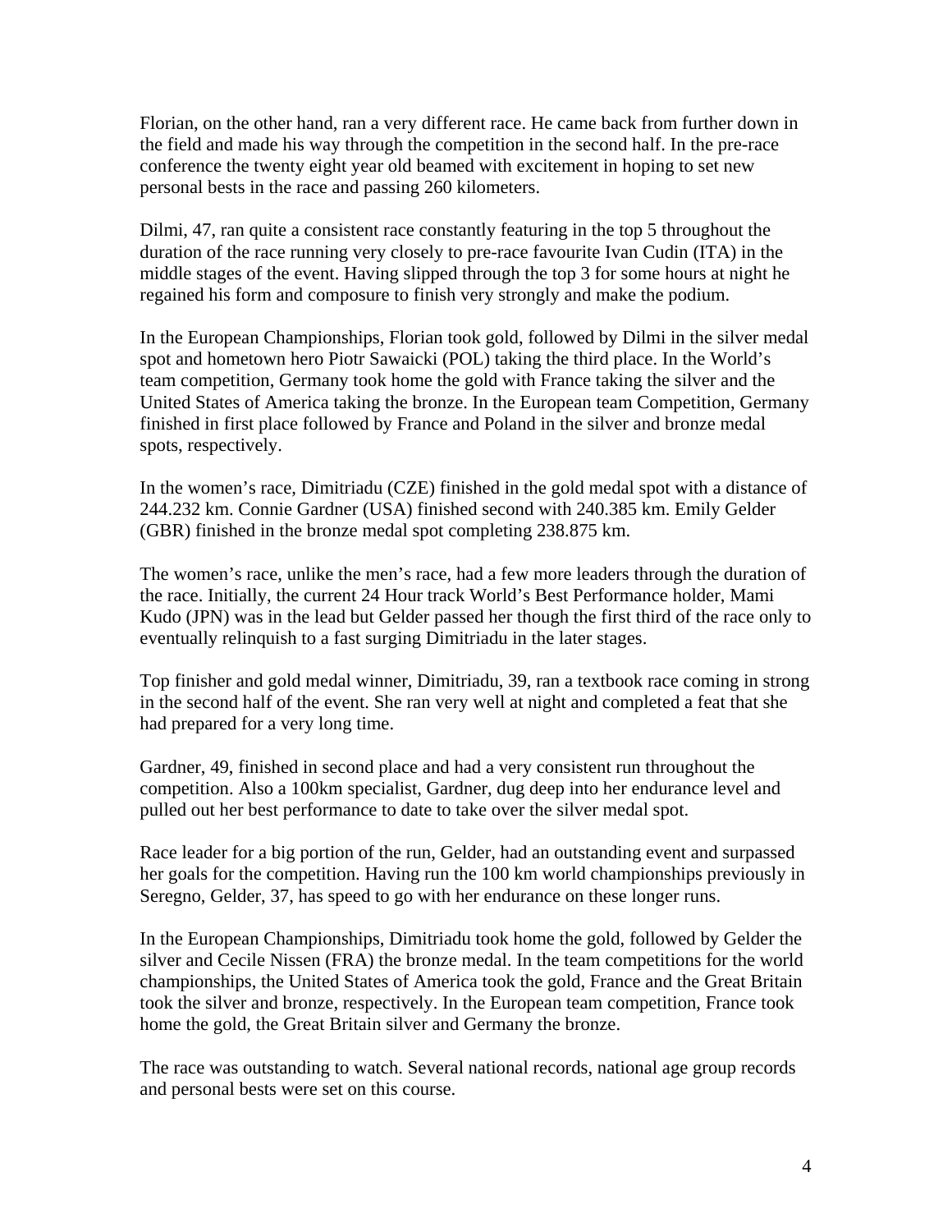Florian, on the other hand, ran a very different race. He came back from further down in the field and made his way through the competition in the second half. In the pre-race conference the twenty eight year old beamed with excitement in hoping to set new personal bests in the race and passing 260 kilometers.

Dilmi, 47, ran quite a consistent race constantly featuring in the top 5 throughout the duration of the race running very closely to pre-race favourite Ivan Cudin (ITA) in the middle stages of the event. Having slipped through the top 3 for some hours at night he regained his form and composure to finish very strongly and make the podium.

In the European Championships, Florian took gold, followed by Dilmi in the silver medal spot and hometown hero Piotr Sawaicki (POL) taking the third place. In the World's team competition, Germany took home the gold with France taking the silver and the United States of America taking the bronze. In the European team Competition, Germany finished in first place followed by France and Poland in the silver and bronze medal spots, respectively.

In the women's race, Dimitriadu (CZE) finished in the gold medal spot with a distance of 244.232 km. Connie Gardner (USA) finished second with 240.385 km. Emily Gelder (GBR) finished in the bronze medal spot completing 238.875 km.

The women's race, unlike the men's race, had a few more leaders through the duration of the race. Initially, the current 24 Hour track World's Best Performance holder, Mami Kudo (JPN) was in the lead but Gelder passed her though the first third of the race only to eventually relinquish to a fast surging Dimitriadu in the later stages.

Top finisher and gold medal winner, Dimitriadu, 39, ran a textbook race coming in strong in the second half of the event. She ran very well at night and completed a feat that she had prepared for a very long time.

Gardner, 49, finished in second place and had a very consistent run throughout the competition. Also a 100km specialist, Gardner, dug deep into her endurance level and pulled out her best performance to date to take over the silver medal spot.

Race leader for a big portion of the run, Gelder, had an outstanding event and surpassed her goals for the competition. Having run the 100 km world championships previously in Seregno, Gelder, 37, has speed to go with her endurance on these longer runs.

In the European Championships, Dimitriadu took home the gold, followed by Gelder the silver and Cecile Nissen (FRA) the bronze medal. In the team competitions for the world championships, the United States of America took the gold, France and the Great Britain took the silver and bronze, respectively. In the European team competition, France took home the gold, the Great Britain silver and Germany the bronze.

The race was outstanding to watch. Several national records, national age group records and personal bests were set on this course.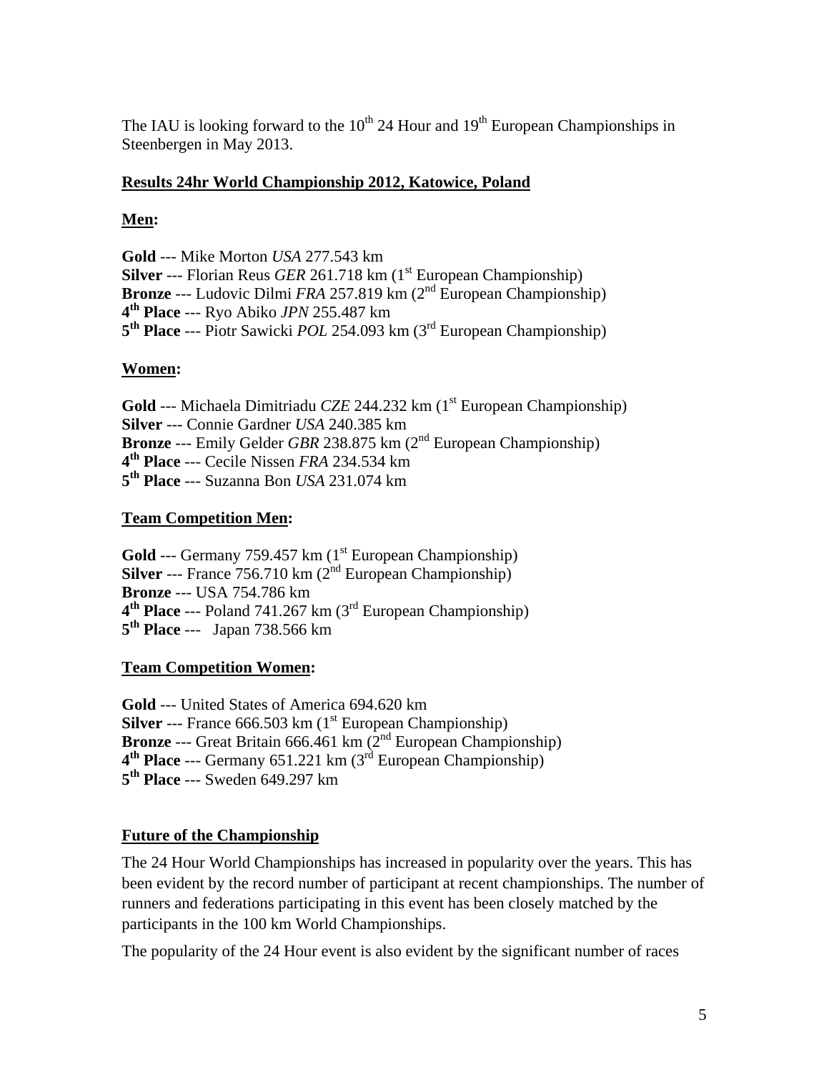The IAU is looking forward to the 10th 24 Hour and 19th European Championships in Steenbergen in May 2013.

## Results 24hr World Championship 2012, Katowice, Poland

### Men:

**Gold** --- Mike Morton *USA* 277.543 km
**Silver** --- Florian Reus *GER* 261.718 km (1st European Championship)
**Bronze** --- Ludovic Dilmi *FRA* 257.819 km (2nd European Championship)
**4th Place** --- Ryo Abiko *JPN* 255.487 km
**5th Place** --- Piotr Sawicki *POL* 254.093 km (3rd European Championship)

### Women:

**Gold** --- Michaela Dimitriadu *CZE* 244.232 km (1st European Championship)
**Silver** --- Connie Gardner *USA* 240.385 km
**Bronze** --- Emily Gelder *GBR* 238.875 km (2nd European Championship)
**4th Place** --- Cecile Nissen *FRA* 234.534 km
**5th Place** --- Suzanna Bon *USA* 231.074 km

### Team Competition Men:

**Gold** --- Germany 759.457 km (1st European Championship)
**Silver** --- France 756.710 km (2nd European Championship)
**Bronze** --- USA 754.786 km
**4th Place** --- Poland 741.267 km (3rd European Championship)
**5th Place** --- Japan 738.566 km

### Team Competition Women:

**Gold** --- United States of America 694.620 km
**Silver** --- France 666.503 km (1st European Championship)
**Bronze** --- Great Britain 666.461 km (2nd European Championship)
**4th Place** --- Germany 651.221 km (3rd European Championship)
**5th Place** --- Sweden 649.297 km

## Future of the Championship

The 24 Hour World Championships has increased in popularity over the years. This has been evident by the record number of participant at recent championships. The number of runners and federations participating in this event has been closely matched by the participants in the 100 km World Championships.

The popularity of the 24 Hour event is also evident by the significant number of races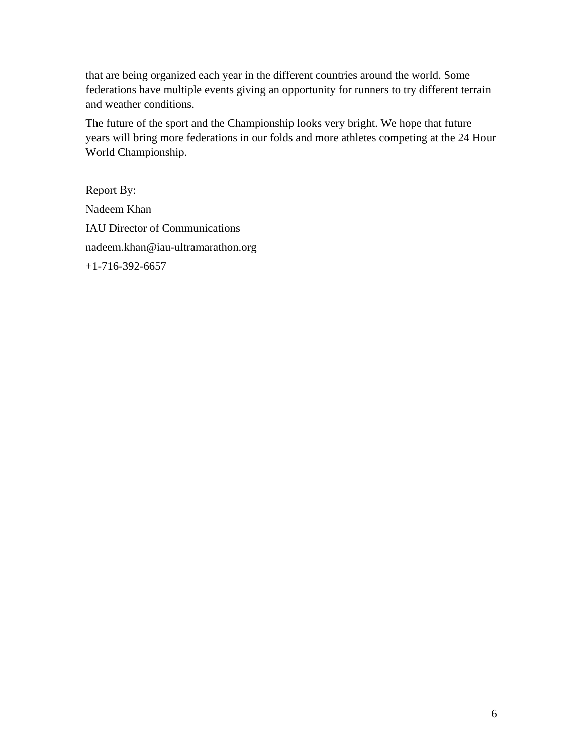that are being organized each year in the different countries around the world. Some federations have multiple events giving an opportunity for runners to try different terrain and weather conditions.

The future of the sport and the Championship looks very bright. We hope that future years will bring more federations in our folds and more athletes competing at the 24 Hour World Championship.

Report By:

Nadeem Khan

IAU Director of Communications

nadeem.khan@iau-ultramarathon.org

+1-716-392-6657